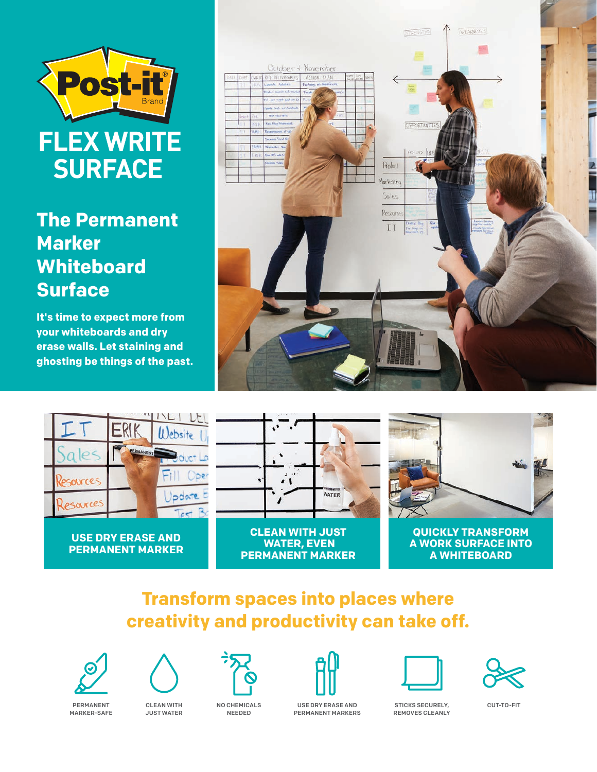# Post-it® Brand

# FLEX WRITE SURFACE

## The Permanent Marker Whiteboard Surface

**It's time to expect more from your whiteboards and dry erase walls. Let staining and ghosting be things of the past.**

**USE DRY ERASE AND PERMANENT MARKER**

**CLEAN WITH JUST WATER, EVEN PERMANENT MARKER**

**QUICKLY TRANSFORM A WORK SURFACE INTO A WHITEBOARD**

## Transform spaces into places where creativity and productivity can take off.

- PERMANENT MARKER-SAFE
- CLEAN WITH JUST WATER
- NO CHEMICALS NEEDED
- USE DRY ERASE AND PERMANENT MARKERS
- STICKS SECURELY, REMOVES CLEANLY
- CUT-TO-FIT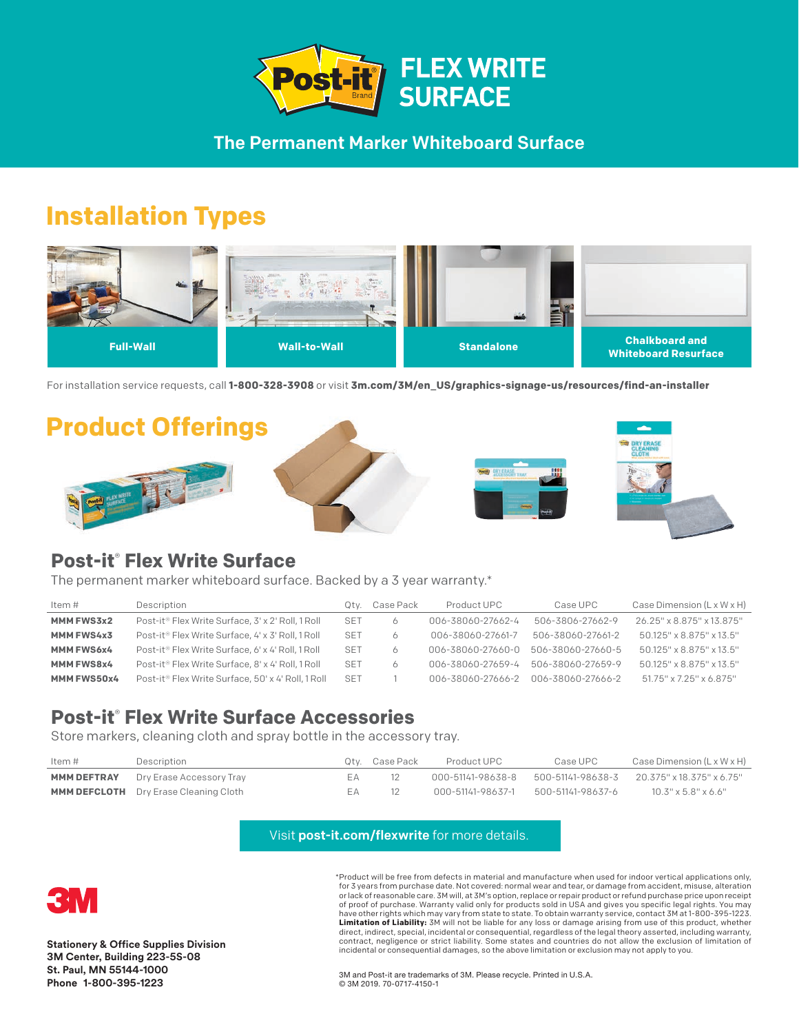# FLEX WRITE SURFACE

The Permanent Marker Whiteboard Surface

## Installation Types

Full-Wall

Wall-to-Wall

Standalone

Chalkboard and Whiteboard Resurface

For installation service requests, call **1-800-328-3908** or visit **3m.com/3M/en_US/graphics-signage-us/resources/find-an-installer**

## Product Offerings

### Post-it® Flex Write Surface

The permanent marker whiteboard surface. Backed by a 3 year warranty.*

| Item # | Description | Qty. | Case Pack | Product UPC | Case UPC | Case Dimension (L x W x H) |
|---|---|---|---|---|---|---|
| **MMM FWS3x2** | Post-it® Flex Write Surface, 3' x 2' Roll, 1 Roll | SET | 6 | 006-38060-27662-4 | 506-3806-27662-9 | 26.25" x 8.875" x 13.875" |
| **MMM FWS4x3** | Post-it® Flex Write Surface, 4' x 3' Roll, 1 Roll | SET | 6 | 006-38060-27661-7 | 506-38060-27661-2 | 50.125" x 8.875" x 13.5" |
| **MMM FWS6x4** | Post-it® Flex Write Surface, 6' x 4' Roll, 1 Roll | SET | 6 | 006-38060-27660-0 | 506-38060-27660-5 | 50.125" x 8.875" x 13.5" |
| **MMM FWS8x4** | Post-it® Flex Write Surface, 8' x 4' Roll, 1 Roll | SET | 6 | 006-38060-27659-4 | 506-38060-27659-9 | 50.125" x 8.875" x 13.5" |
| **MMM FWS50x4** | Post-it® Flex Write Surface, 50' x 4' Roll, 1 Roll | SET | 1 | 006-38060-27666-2 | 006-38060-27666-2 | 51.75" x 7.25" x 6.875" |

### Post-it® Flex Write Surface Accessories

Store markers, cleaning cloth and spray bottle in the accessory tray.

| Item # | Description | Qty. | Case Pack | Product UPC | Case UPC | Case Dimension (L x W x H) |
|---|---|---|---|---|---|---|
| **MMM DEFTRAY** | Dry Erase Accessory Tray | EA | 12 | 000-51141-98638-8 | 500-51141-98638-3 | 20.375" x 18.375" x 6.75" |
| **MMM DEFCLOTH** | Dry Erase Cleaning Cloth | EA | 12 | 000-51141-98637-1 | 500-51141-98637-6 | 10.3" x 5.8" x 6.6" |

Visit **post-it.com/flexwrite** for more details.

**Stationery & Office Supplies Division**
**3M Center, Building 223-5S-08**
**St. Paul, MN 55144-1000**
**Phone 1-800-395-1223**

*Product will be free from defects in material and manufacture when used for indoor vertical applications only, for 3 years from purchase date. Not covered: normal wear and tear, or damage from accident, misuse, alteration or lack of reasonable care. 3M will, at 3M's option, replace or repair product or refund purchase price upon receipt of proof of purchase. Warranty valid only for products sold in USA and gives you specific legal rights. You may have other rights which may vary from state to state. To obtain warranty service, contact 3M at 1-800-395-1223. **Limitation of Liability:** 3M will not be liable for any loss or damage arising from use of this product, whether direct, indirect, special, incidental or consequential, regardless of the legal theory asserted, including warranty, contract, negligence or strict liability. Some states and countries do not allow the exclusion of limitation of incidental or consequential damages, so the above limitation or exclusion may not apply to you.

3M and Post-it are trademarks of 3M. Please recycle. Printed in U.S.A.
© 3M 2019. 70-0717-4150-1